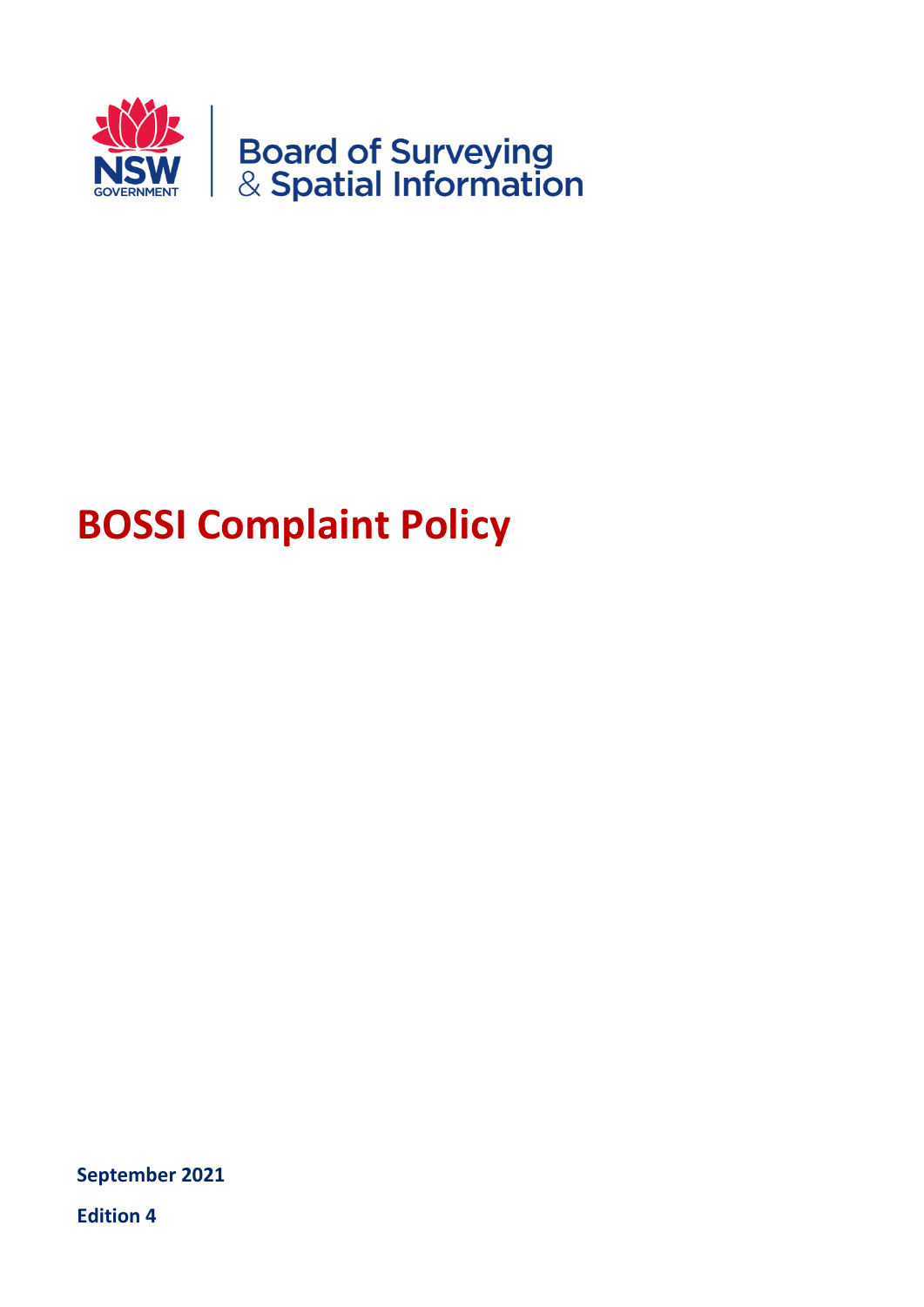NSW GOVERNMENT

Board of Surveying & Spatial Information

# BOSSI Complaint Policy

**September 2021**

**Edition 4**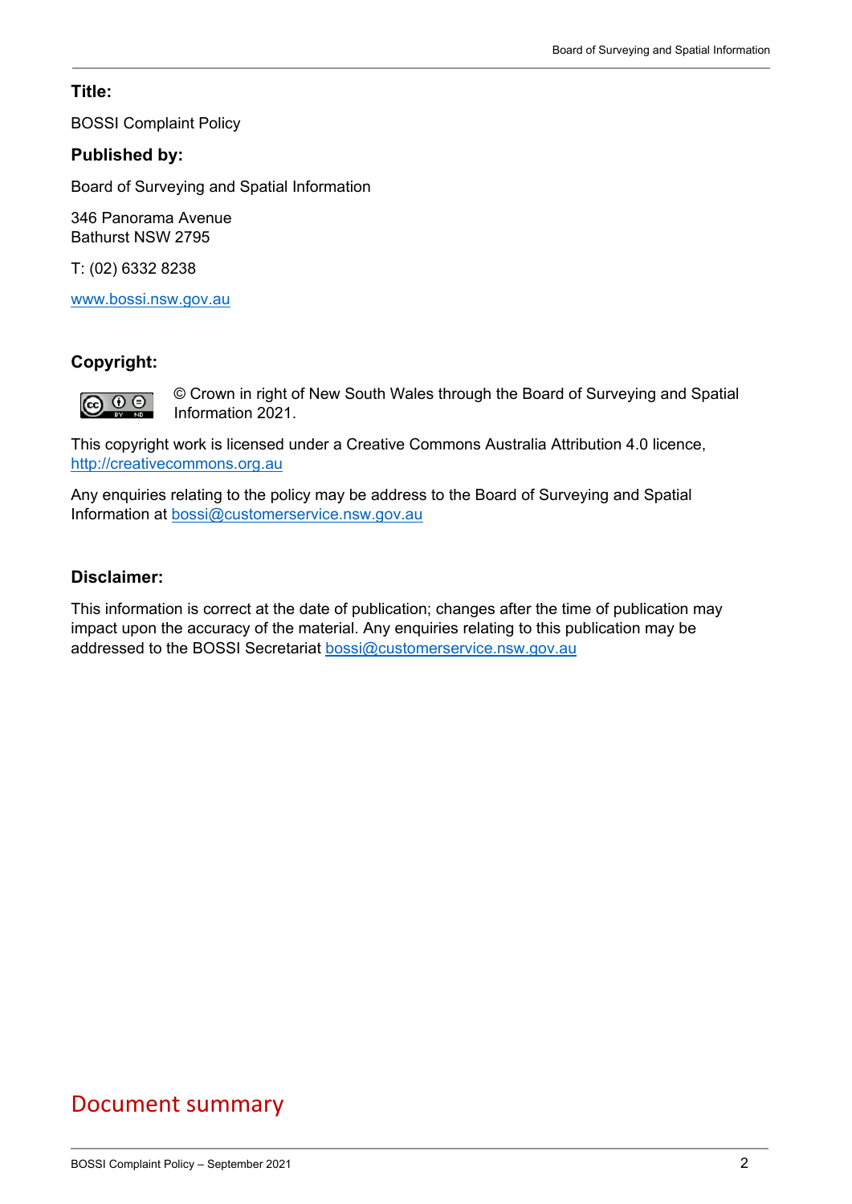**Title:**

BOSSI Complaint Policy

**Published by:**

Board of Surveying and Spatial Information

346 Panorama Avenue
Bathurst NSW 2795

T: (02) 6332 8238

www.bossi.nsw.gov.au

**Copyright:**

© Crown in right of New South Wales through the Board of Surveying and Spatial Information 2021.

This copyright work is licensed under a Creative Commons Australia Attribution 4.0 licence, http://creativecommons.org.au

Any enquiries relating to the policy may be address to the Board of Surveying and Spatial Information at bossi@customerservice.nsw.gov.au

**Disclaimer:**

This information is correct at the date of publication; changes after the time of publication may impact upon the accuracy of the material. Any enquiries relating to this publication may be addressed to the BOSSI Secretariat bossi@customerservice.nsw.gov.au

## Document summary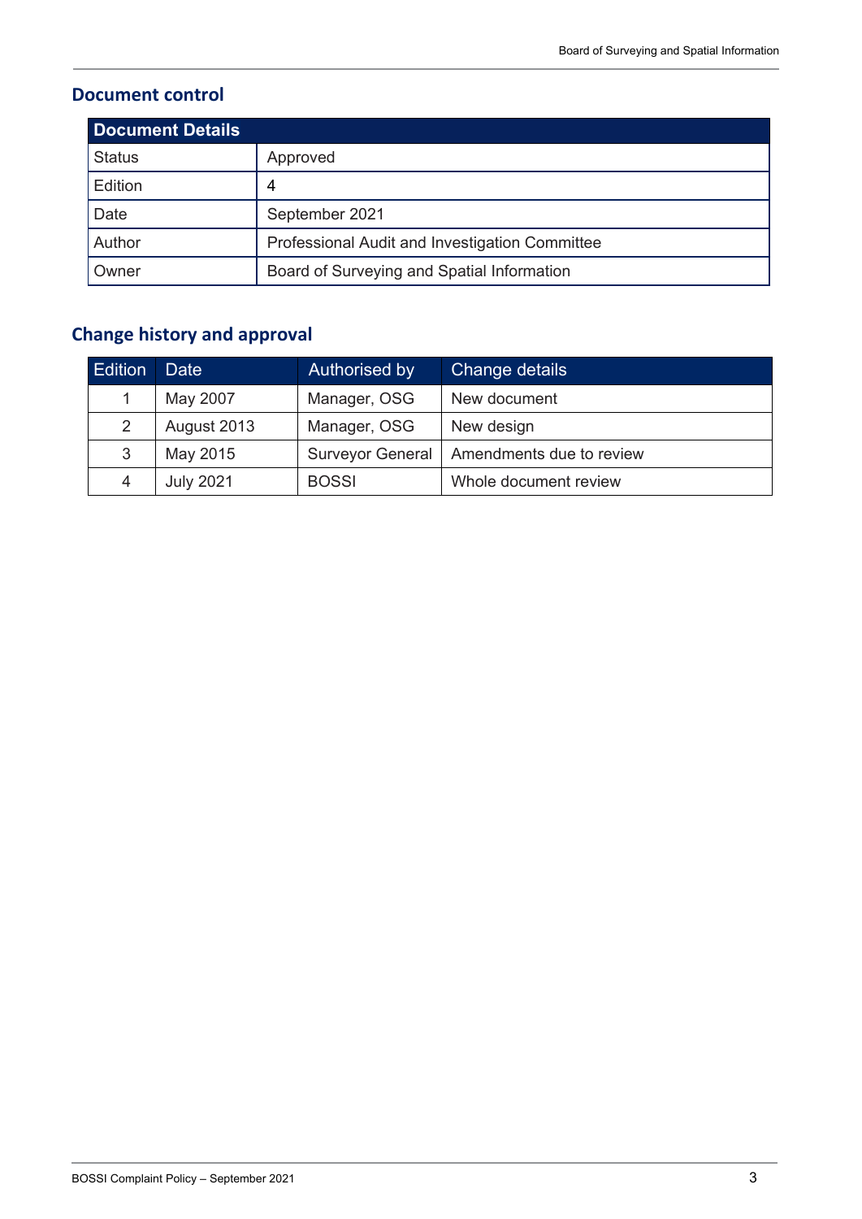## Document control

| Document Details | |
|---|---|
| Status | Approved |
| Edition | 4 |
| Date | September 2021 |
| Author | Professional Audit and Investigation Committee |
| Owner | Board of Surveying and Spatial Information |

## Change history and approval

| Edition | Date | Authorised by | Change details |
|---|---|---|---|
| 1 | May 2007 | Manager, OSG | New document |
| 2 | August 2013 | Manager, OSG | New design |
| 3 | May 2015 | Surveyor General | Amendments due to review |
| 4 | July 2021 | BOSSI | Whole document review |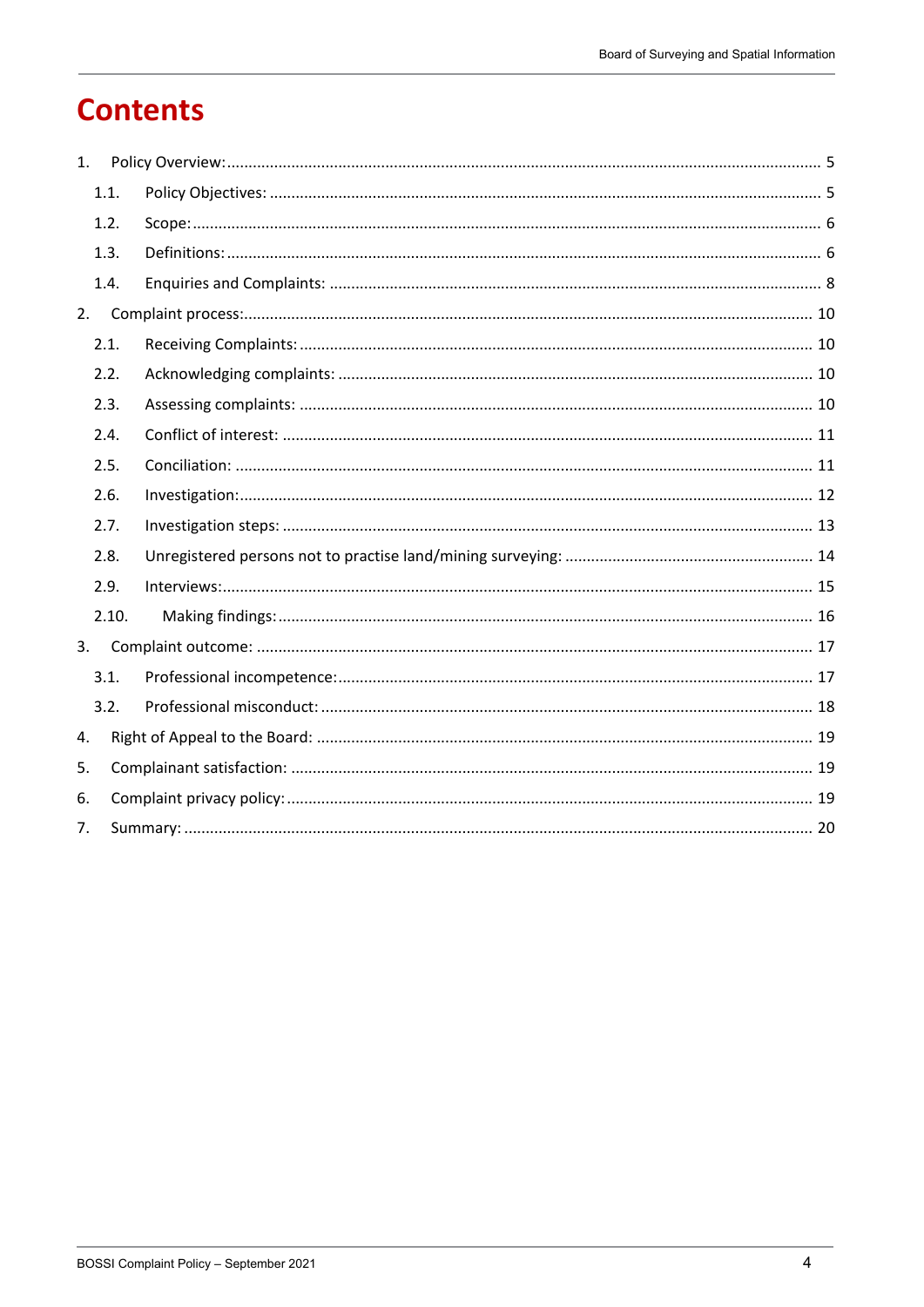# Contents

1. Policy Overview: ........................................................................................................................................ 5
   - 1.1. Policy Objectives: ................................................................................................................................ 5
   - 1.2. Scope: ................................................................................................................................................. 6
   - 1.3. Definitions: ......................................................................................................................................... 6
   - 1.4. Enquiries and Complaints: .................................................................................................................. 8
2. Complaint process: .................................................................................................................................... 10
   - 2.1. Receiving Complaints: ....................................................................................................................... 10
   - 2.2. Acknowledging complaints: .............................................................................................................. 10
   - 2.3. Assessing complaints: ....................................................................................................................... 10
   - 2.4. Conflict of interest: ............................................................................................................................ 11
   - 2.5. Conciliation: ...................................................................................................................................... 11
   - 2.6. Investigation: ..................................................................................................................................... 12
   - 2.7. Investigation steps: ........................................................................................................................... 13
   - 2.8. Unregistered persons not to practise land/mining surveying: .......................................................... 14
   - 2.9. Interviews: ........................................................................................................................................ 15
   - 2.10. Making findings: .............................................................................................................................. 16
3. Complaint outcome: ................................................................................................................................. 17
   - 3.1. Professional incompetence: .............................................................................................................. 17
   - 3.2. Professional misconduct: .................................................................................................................. 18
4. Right of Appeal to the Board: ................................................................................................................... 19
5. Complainant satisfaction: ......................................................................................................................... 19
6. Complaint privacy policy: ......................................................................................................................... 19
7. Summary: ................................................................................................................................................. 20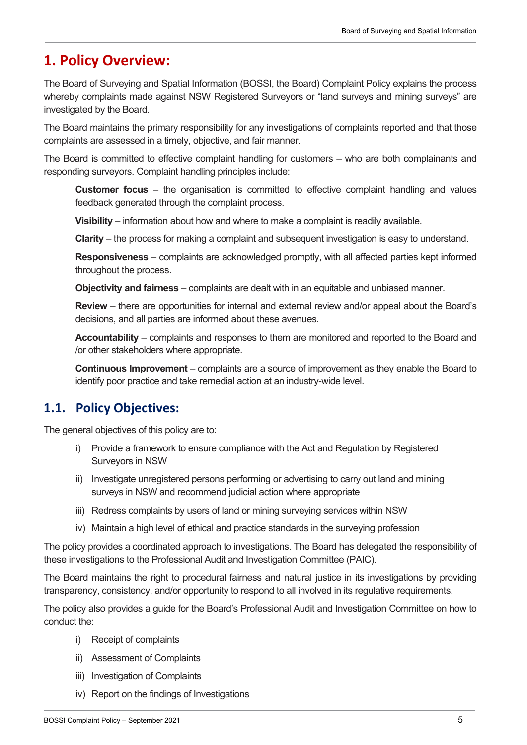# 1. Policy Overview:

The Board of Surveying and Spatial Information (BOSSI, the Board) Complaint Policy explains the process whereby complaints made against NSW Registered Surveyors or "land surveys and mining surveys" are investigated by the Board.

The Board maintains the primary responsibility for any investigations of complaints reported and that those complaints are assessed in a timely, objective, and fair manner.

The Board is committed to effective complaint handling for customers – who are both complainants and responding surveyors. Complaint handling principles include:

**Customer focus** – the organisation is committed to effective complaint handling and values feedback generated through the complaint process.

**Visibility** – information about how and where to make a complaint is readily available.

**Clarity** – the process for making a complaint and subsequent investigation is easy to understand.

**Responsiveness** – complaints are acknowledged promptly, with all affected parties kept informed throughout the process.

**Objectivity and fairness** – complaints are dealt with in an equitable and unbiased manner.

**Review** – there are opportunities for internal and external review and/or appeal about the Board's decisions, and all parties are informed about these avenues.

**Accountability** – complaints and responses to them are monitored and reported to the Board and /or other stakeholders where appropriate.

**Continuous Improvement** – complaints are a source of improvement as they enable the Board to identify poor practice and take remedial action at an industry-wide level.

## 1.1. Policy Objectives:

The general objectives of this policy are to:

i) Provide a framework to ensure compliance with the Act and Regulation by Registered Surveyors in NSW
ii) Investigate unregistered persons performing or advertising to carry out land and mining surveys in NSW and recommend judicial action where appropriate
iii) Redress complaints by users of land or mining surveying services within NSW
iv) Maintain a high level of ethical and practice standards in the surveying profession

The policy provides a coordinated approach to investigations. The Board has delegated the responsibility of these investigations to the Professional Audit and Investigation Committee (PAIC).

The Board maintains the right to procedural fairness and natural justice in its investigations by providing transparency, consistency, and/or opportunity to respond to all involved in its regulative requirements.

The policy also provides a guide for the Board's Professional Audit and Investigation Committee on how to conduct the:

i) Receipt of complaints
ii) Assessment of Complaints
iii) Investigation of Complaints
iv) Report on the findings of Investigations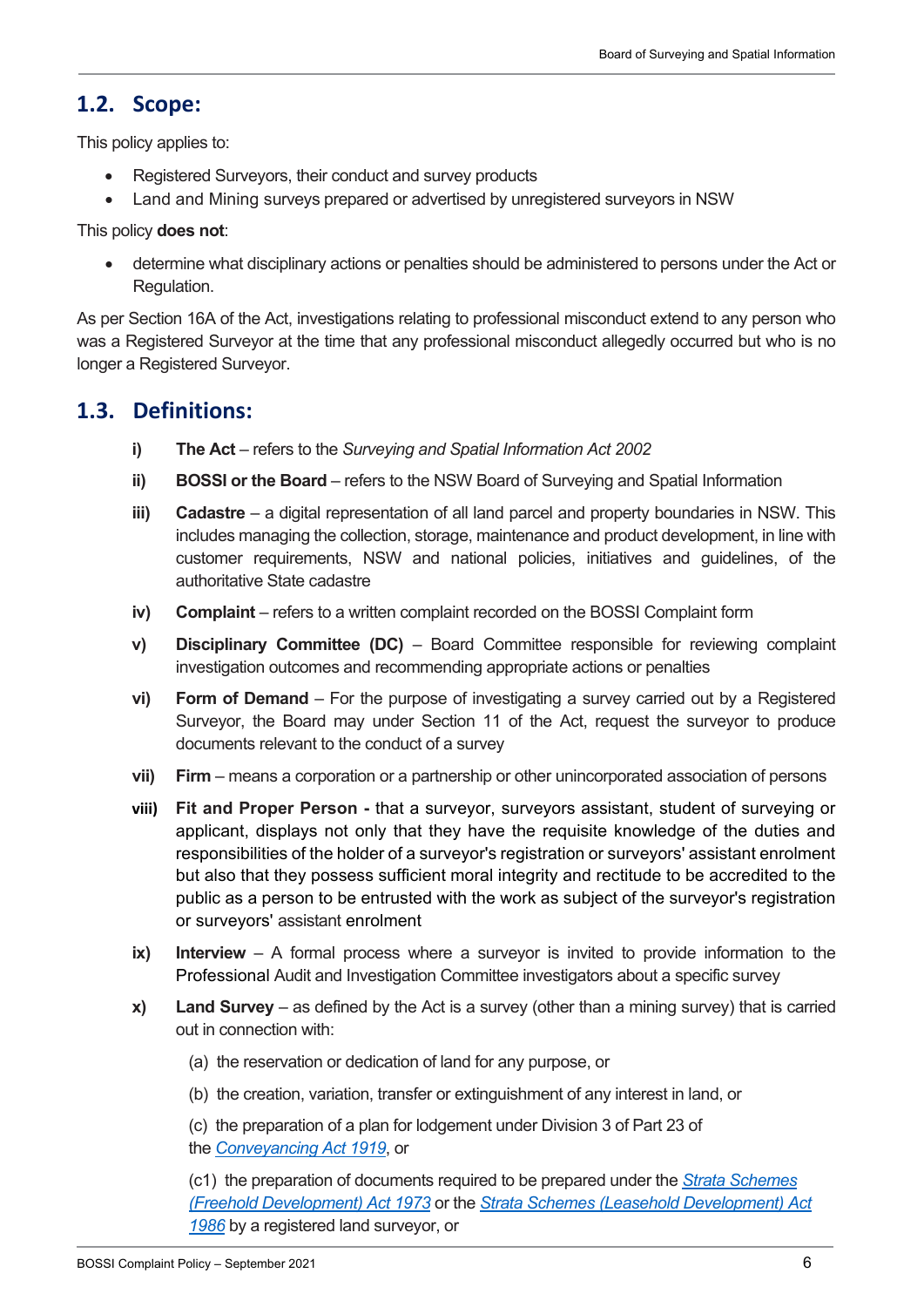## 1.2. Scope:

This policy applies to:

- Registered Surveyors, their conduct and survey products
- Land and Mining surveys prepared or advertised by unregistered surveyors in NSW

This policy **does not**:

- determine what disciplinary actions or penalties should be administered to persons under the Act or Regulation.

As per Section 16A of the Act, investigations relating to professional misconduct extend to any person who was a Registered Surveyor at the time that any professional misconduct allegedly occurred but who is no longer a Registered Surveyor.

## 1.3. Definitions:

i) **The Act** – refers to the *Surveying and Spatial Information Act 2002*

ii) **BOSSI or the Board** – refers to the NSW Board of Surveying and Spatial Information

iii) **Cadastre** – a digital representation of all land parcel and property boundaries in NSW. This includes managing the collection, storage, maintenance and product development, in line with customer requirements, NSW and national policies, initiatives and guidelines, of the authoritative State cadastre

iv) **Complaint** – refers to a written complaint recorded on the BOSSI Complaint form

v) **Disciplinary Committee (DC)** – Board Committee responsible for reviewing complaint investigation outcomes and recommending appropriate actions or penalties

vi) **Form of Demand** – For the purpose of investigating a survey carried out by a Registered Surveyor, the Board may under Section 11 of the Act, request the surveyor to produce documents relevant to the conduct of a survey

vii) **Firm** – means a corporation or a partnership or other unincorporated association of persons

viii) **Fit and Proper Person -** that a surveyor, surveyors assistant, student of surveying or applicant, displays not only that they have the requisite knowledge of the duties and responsibilities of the holder of a surveyor's registration or surveyors' assistant enrolment but also that they possess sufficient moral integrity and rectitude to be accredited to the public as a person to be entrusted with the work as subject of the surveyor's registration or surveyors' assistant enrolment

ix) **Interview** – A formal process where a surveyor is invited to provide information to the Professional Audit and Investigation Committee investigators about a specific survey

x) **Land Survey** – as defined by the Act is a survey (other than a mining survey) that is carried out in connection with:

   (a) the reservation or dedication of land for any purpose, or

   (b) the creation, variation, transfer or extinguishment of any interest in land, or

   (c) the preparation of a plan for lodgement under Division 3 of Part 23 of the *Conveyancing Act 1919*, or

   (c1) the preparation of documents required to be prepared under the *Strata Schemes (Freehold Development) Act 1973* or the *Strata Schemes (Leasehold Development) Act 1986* by a registered land surveyor, or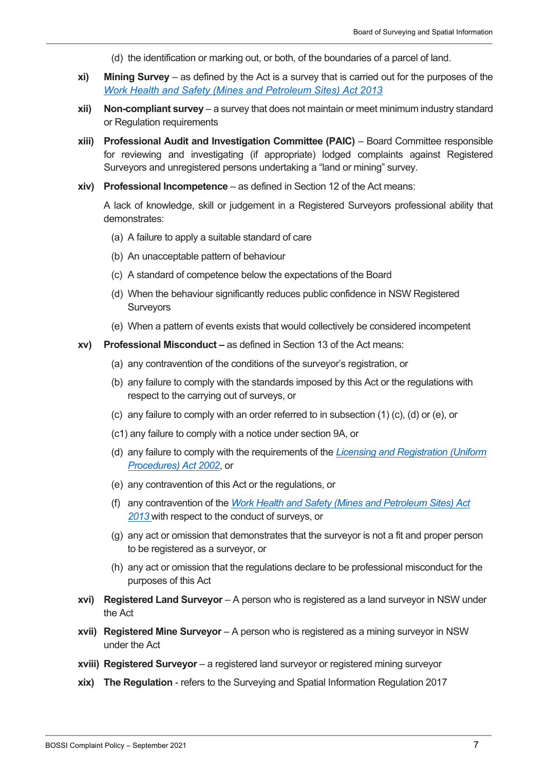(d) the identification or marking out, or both, of the boundaries of a parcel of land.

**xi) Mining Survey** – as defined by the Act is a survey that is carried out for the purposes of the *Work Health and Safety (Mines and Petroleum Sites) Act 2013*

**xii) Non-compliant survey** – a survey that does not maintain or meet minimum industry standard or Regulation requirements

**xiii) Professional Audit and Investigation Committee (PAIC)** – Board Committee responsible for reviewing and investigating (if appropriate) lodged complaints against Registered Surveyors and unregistered persons undertaking a "land or mining" survey.

**xiv) Professional Incompetence** – as defined in Section 12 of the Act means:

A lack of knowledge, skill or judgement in a Registered Surveyors professional ability that demonstrates:

(a) A failure to apply a suitable standard of care

(b) An unacceptable pattern of behaviour

(c) A standard of competence below the expectations of the Board

(d) When the behaviour significantly reduces public confidence in NSW Registered Surveyors

(e) When a pattern of events exists that would collectively be considered incompetent

**xv) Professional Misconduct –** as defined in Section 13 of the Act means:

(a) any contravention of the conditions of the surveyor's registration, or

(b) any failure to comply with the standards imposed by this Act or the regulations with respect to the carrying out of surveys, or

(c) any failure to comply with an order referred to in subsection (1) (c), (d) or (e), or

(c1) any failure to comply with a notice under section 9A, or

(d) any failure to comply with the requirements of the *Licensing and Registration (Uniform Procedures) Act 2002*, or

(e) any contravention of this Act or the regulations, or

(f) any contravention of the *Work Health and Safety (Mines and Petroleum Sites) Act 2013* with respect to the conduct of surveys, or

(g) any act or omission that demonstrates that the surveyor is not a fit and proper person to be registered as a surveyor, or

(h) any act or omission that the regulations declare to be professional misconduct for the purposes of this Act

**xvi) Registered Land Surveyor** – A person who is registered as a land surveyor in NSW under the Act

**xvii) Registered Mine Surveyor** – A person who is registered as a mining surveyor in NSW under the Act

**xviii) Registered Surveyor** – a registered land surveyor or registered mining surveyor

**xix) The Regulation** - refers to the Surveying and Spatial Information Regulation 2017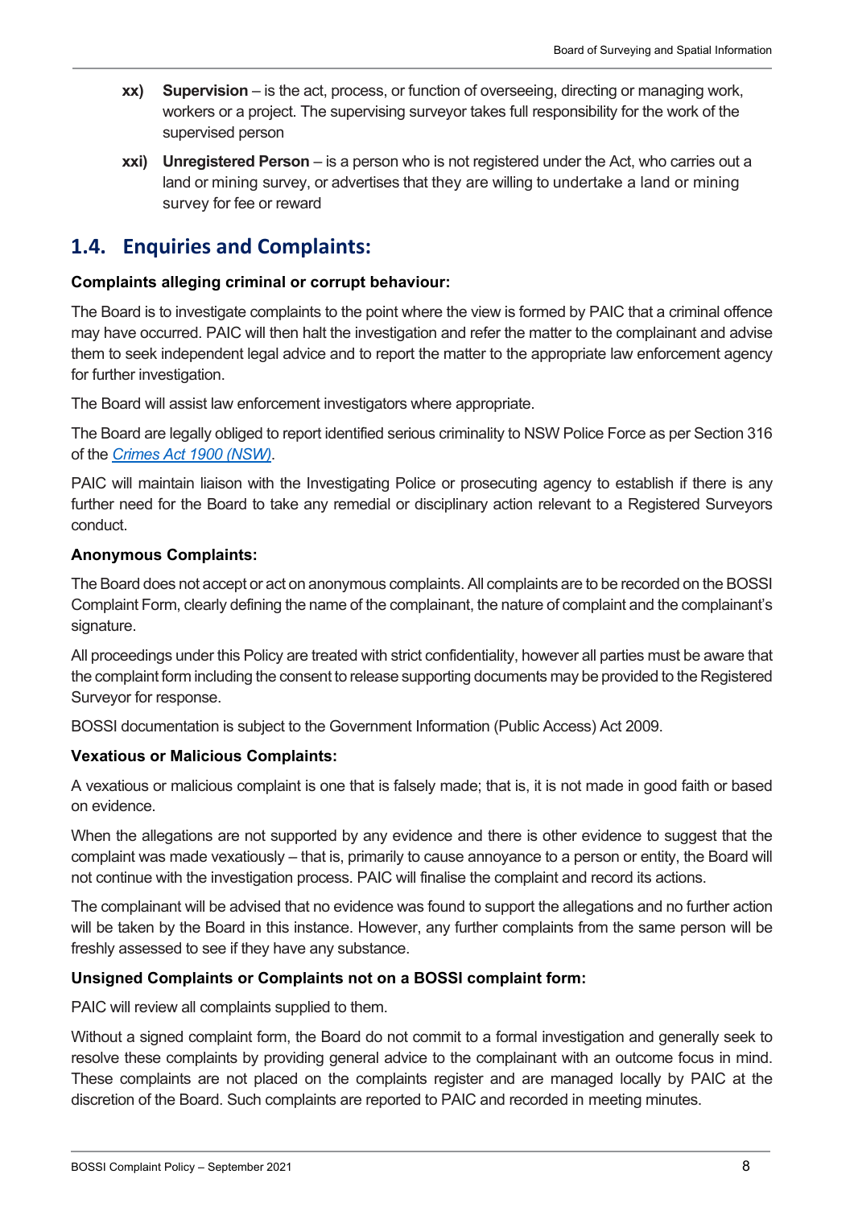- **xx) Supervision** – is the act, process, or function of overseeing, directing or managing work, workers or a project. The supervising surveyor takes full responsibility for the work of the supervised person
- **xxi) Unregistered Person** – is a person who is not registered under the Act, who carries out a land or mining survey, or advertises that they are willing to undertake a land or mining survey for fee or reward

## 1.4. Enquiries and Complaints:

**Complaints alleging criminal or corrupt behaviour:**

The Board is to investigate complaints to the point where the view is formed by PAIC that a criminal offence may have occurred. PAIC will then halt the investigation and refer the matter to the complainant and advise them to seek independent legal advice and to report the matter to the appropriate law enforcement agency for further investigation.

The Board will assist law enforcement investigators where appropriate.

The Board are legally obliged to report identified serious criminality to NSW Police Force as per Section 316 of the *Crimes Act 1900 (NSW)*.

PAIC will maintain liaison with the Investigating Police or prosecuting agency to establish if there is any further need for the Board to take any remedial or disciplinary action relevant to a Registered Surveyors conduct.

**Anonymous Complaints:**

The Board does not accept or act on anonymous complaints. All complaints are to be recorded on the BOSSI Complaint Form, clearly defining the name of the complainant, the nature of complaint and the complainant's signature.

All proceedings under this Policy are treated with strict confidentiality, however all parties must be aware that the complaint form including the consent to release supporting documents may be provided to the Registered Surveyor for response.

BOSSI documentation is subject to the Government Information (Public Access) Act 2009.

**Vexatious or Malicious Complaints:**

A vexatious or malicious complaint is one that is falsely made; that is, it is not made in good faith or based on evidence.

When the allegations are not supported by any evidence and there is other evidence to suggest that the complaint was made vexatiously – that is, primarily to cause annoyance to a person or entity, the Board will not continue with the investigation process. PAIC will finalise the complaint and record its actions.

The complainant will be advised that no evidence was found to support the allegations and no further action will be taken by the Board in this instance. However, any further complaints from the same person will be freshly assessed to see if they have any substance.

**Unsigned Complaints or Complaints not on a BOSSI complaint form:**

PAIC will review all complaints supplied to them.

Without a signed complaint form, the Board do not commit to a formal investigation and generally seek to resolve these complaints by providing general advice to the complainant with an outcome focus in mind. These complaints are not placed on the complaints register and are managed locally by PAIC at the discretion of the Board. Such complaints are reported to PAIC and recorded in meeting minutes.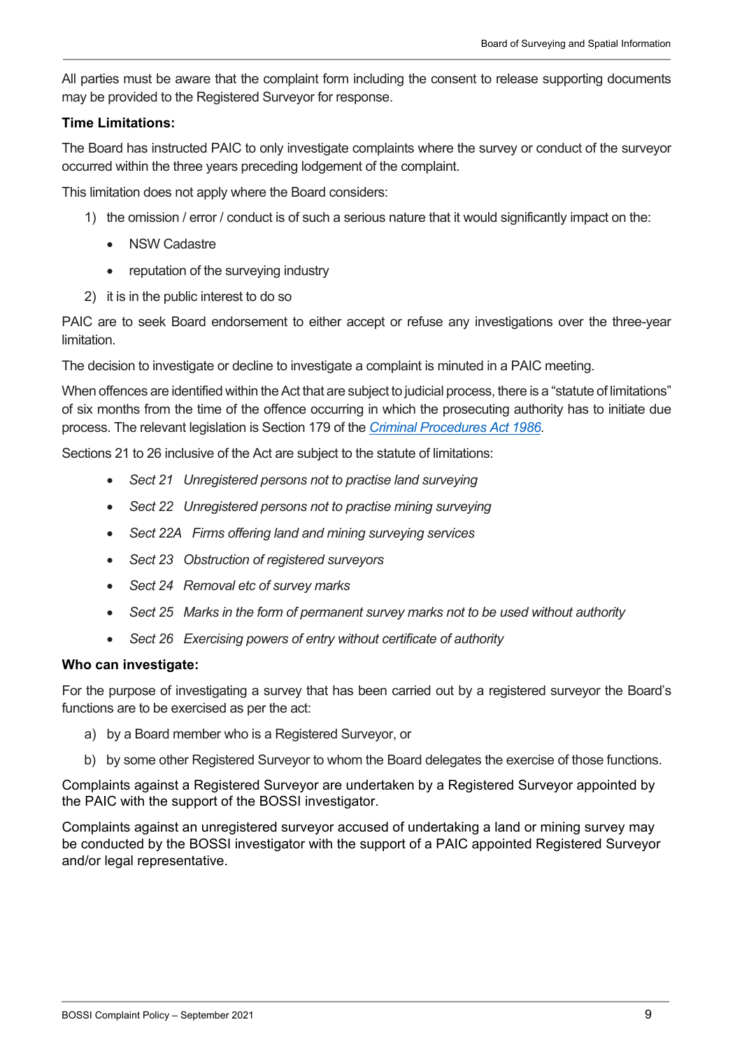All parties must be aware that the complaint form including the consent to release supporting documents may be provided to the Registered Surveyor for response.

**Time Limitations:**

The Board has instructed PAIC to only investigate complaints where the survey or conduct of the surveyor occurred within the three years preceding lodgement of the complaint.

This limitation does not apply where the Board considers:

1) the omission / error / conduct is of such a serious nature that it would significantly impact on the:
   - NSW Cadastre
   - reputation of the surveying industry
2) it is in the public interest to do so

PAIC are to seek Board endorsement to either accept or refuse any investigations over the three-year limitation.

The decision to investigate or decline to investigate a complaint is minuted in a PAIC meeting.

When offences are identified within the Act that are subject to judicial process, there is a "statute of limitations" of six months from the time of the offence occurring in which the prosecuting authority has to initiate due process. The relevant legislation is Section 179 of the *Criminal Procedures Act 1986*.

Sections 21 to 26 inclusive of the Act are subject to the statute of limitations:

- *Sect 21 Unregistered persons not to practise land surveying*
- *Sect 22 Unregistered persons not to practise mining surveying*
- *Sect 22A Firms offering land and mining surveying services*
- *Sect 23 Obstruction of registered surveyors*
- *Sect 24 Removal etc of survey marks*
- *Sect 25 Marks in the form of permanent survey marks not to be used without authority*
- *Sect 26 Exercising powers of entry without certificate of authority*

**Who can investigate:**

For the purpose of investigating a survey that has been carried out by a registered surveyor the Board's functions are to be exercised as per the act:

a) by a Board member who is a Registered Surveyor, or
b) by some other Registered Surveyor to whom the Board delegates the exercise of those functions.

Complaints against a Registered Surveyor are undertaken by a Registered Surveyor appointed by the PAIC with the support of the BOSSI investigator.

Complaints against an unregistered surveyor accused of undertaking a land or mining survey may be conducted by the BOSSI investigator with the support of a PAIC appointed Registered Surveyor and/or legal representative.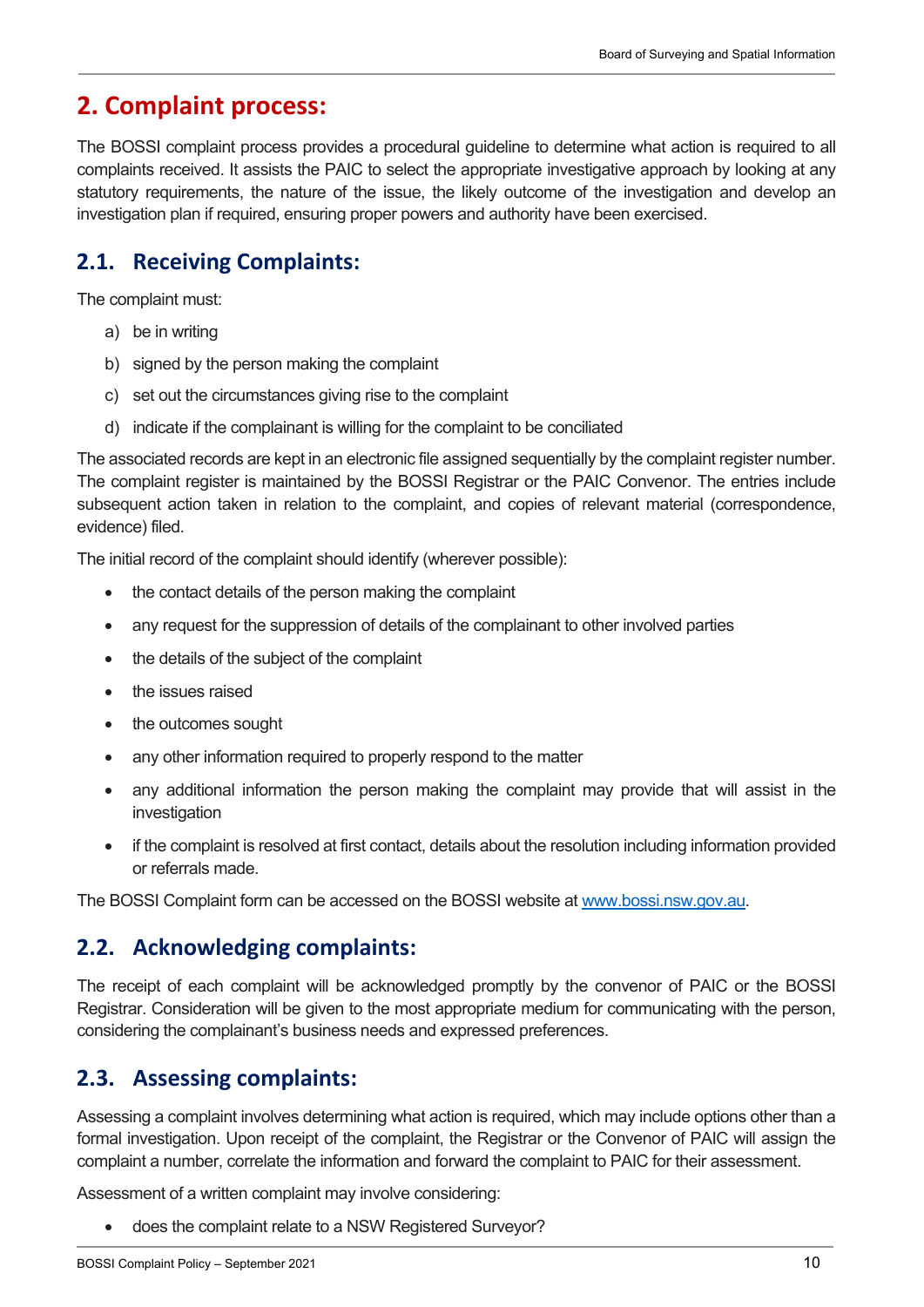## 2. Complaint process:

The BOSSI complaint process provides a procedural guideline to determine what action is required to all complaints received. It assists the PAIC to select the appropriate investigative approach by looking at any statutory requirements, the nature of the issue, the likely outcome of the investigation and develop an investigation plan if required, ensuring proper powers and authority have been exercised.

### 2.1. Receiving Complaints:

The complaint must:

a) be in writing
b) signed by the person making the complaint
c) set out the circumstances giving rise to the complaint
d) indicate if the complainant is willing for the complaint to be conciliated

The associated records are kept in an electronic file assigned sequentially by the complaint register number. The complaint register is maintained by the BOSSI Registrar or the PAIC Convenor. The entries include subsequent action taken in relation to the complaint, and copies of relevant material (correspondence, evidence) filed.

The initial record of the complaint should identify (wherever possible):

- the contact details of the person making the complaint
- any request for the suppression of details of the complainant to other involved parties
- the details of the subject of the complaint
- the issues raised
- the outcomes sought
- any other information required to properly respond to the matter
- any additional information the person making the complaint may provide that will assist in the investigation
- if the complaint is resolved at first contact, details about the resolution including information provided or referrals made.

The BOSSI Complaint form can be accessed on the BOSSI website at www.bossi.nsw.gov.au.

### 2.2. Acknowledging complaints:

The receipt of each complaint will be acknowledged promptly by the convenor of PAIC or the BOSSI Registrar. Consideration will be given to the most appropriate medium for communicating with the person, considering the complainant's business needs and expressed preferences.

### 2.3. Assessing complaints:

Assessing a complaint involves determining what action is required, which may include options other than a formal investigation. Upon receipt of the complaint, the Registrar or the Convenor of PAIC will assign the complaint a number, correlate the information and forward the complaint to PAIC for their assessment.

Assessment of a written complaint may involve considering:

- does the complaint relate to a NSW Registered Surveyor?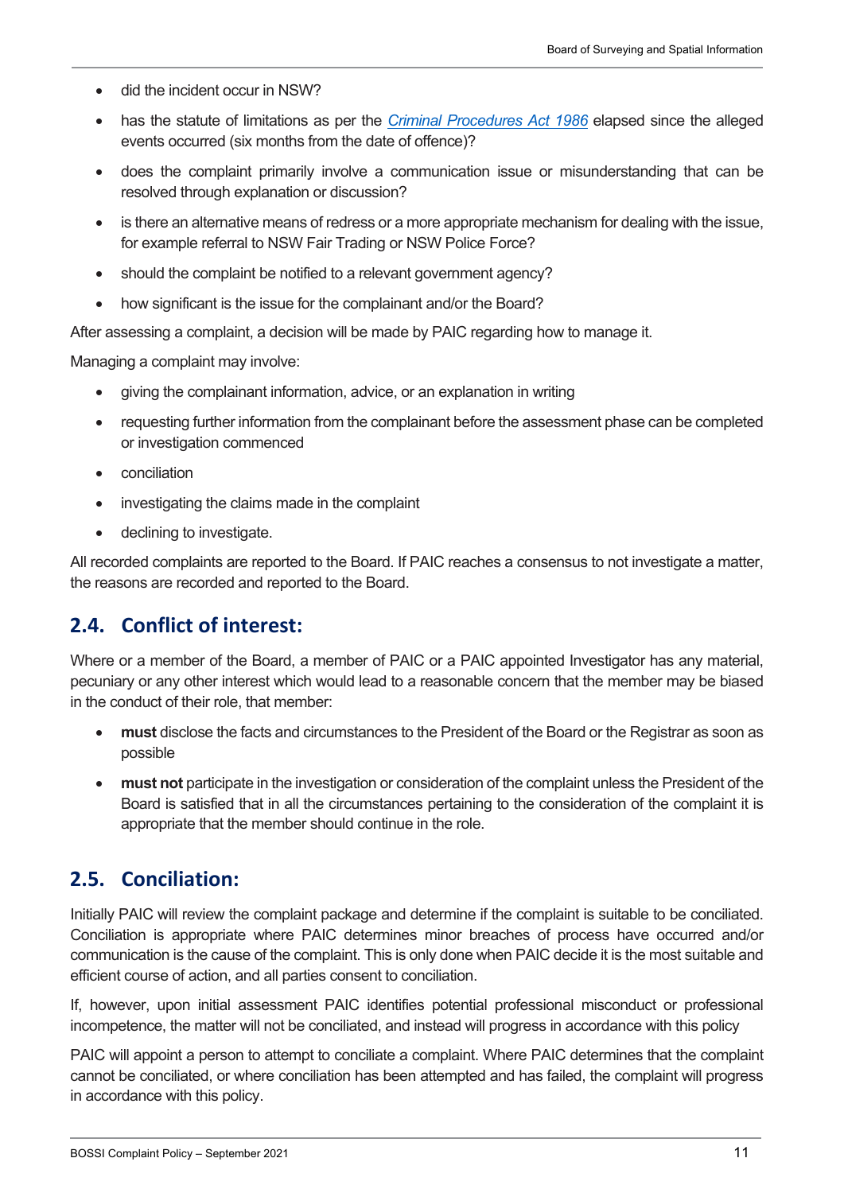- did the incident occur in NSW?
- has the statute of limitations as per the *Criminal Procedures Act 1986* elapsed since the alleged events occurred (six months from the date of offence)?
- does the complaint primarily involve a communication issue or misunderstanding that can be resolved through explanation or discussion?
- is there an alternative means of redress or a more appropriate mechanism for dealing with the issue, for example referral to NSW Fair Trading or NSW Police Force?
- should the complaint be notified to a relevant government agency?
- how significant is the issue for the complainant and/or the Board?

After assessing a complaint, a decision will be made by PAIC regarding how to manage it.

Managing a complaint may involve:

- giving the complainant information, advice, or an explanation in writing
- requesting further information from the complainant before the assessment phase can be completed or investigation commenced
- conciliation
- investigating the claims made in the complaint
- declining to investigate.

All recorded complaints are reported to the Board. If PAIC reaches a consensus to not investigate a matter, the reasons are recorded and reported to the Board.

## 2.4. Conflict of interest:

Where or a member of the Board, a member of PAIC or a PAIC appointed Investigator has any material, pecuniary or any other interest which would lead to a reasonable concern that the member may be biased in the conduct of their role, that member:

- **must** disclose the facts and circumstances to the President of the Board or the Registrar as soon as possible
- **must not** participate in the investigation or consideration of the complaint unless the President of the Board is satisfied that in all the circumstances pertaining to the consideration of the complaint it is appropriate that the member should continue in the role.

## 2.5. Conciliation:

Initially PAIC will review the complaint package and determine if the complaint is suitable to be conciliated. Conciliation is appropriate where PAIC determines minor breaches of process have occurred and/or communication is the cause of the complaint. This is only done when PAIC decide it is the most suitable and efficient course of action, and all parties consent to conciliation.

If, however, upon initial assessment PAIC identifies potential professional misconduct or professional incompetence, the matter will not be conciliated, and instead will progress in accordance with this policy

PAIC will appoint a person to attempt to conciliate a complaint. Where PAIC determines that the complaint cannot be conciliated, or where conciliation has been attempted and has failed, the complaint will progress in accordance with this policy.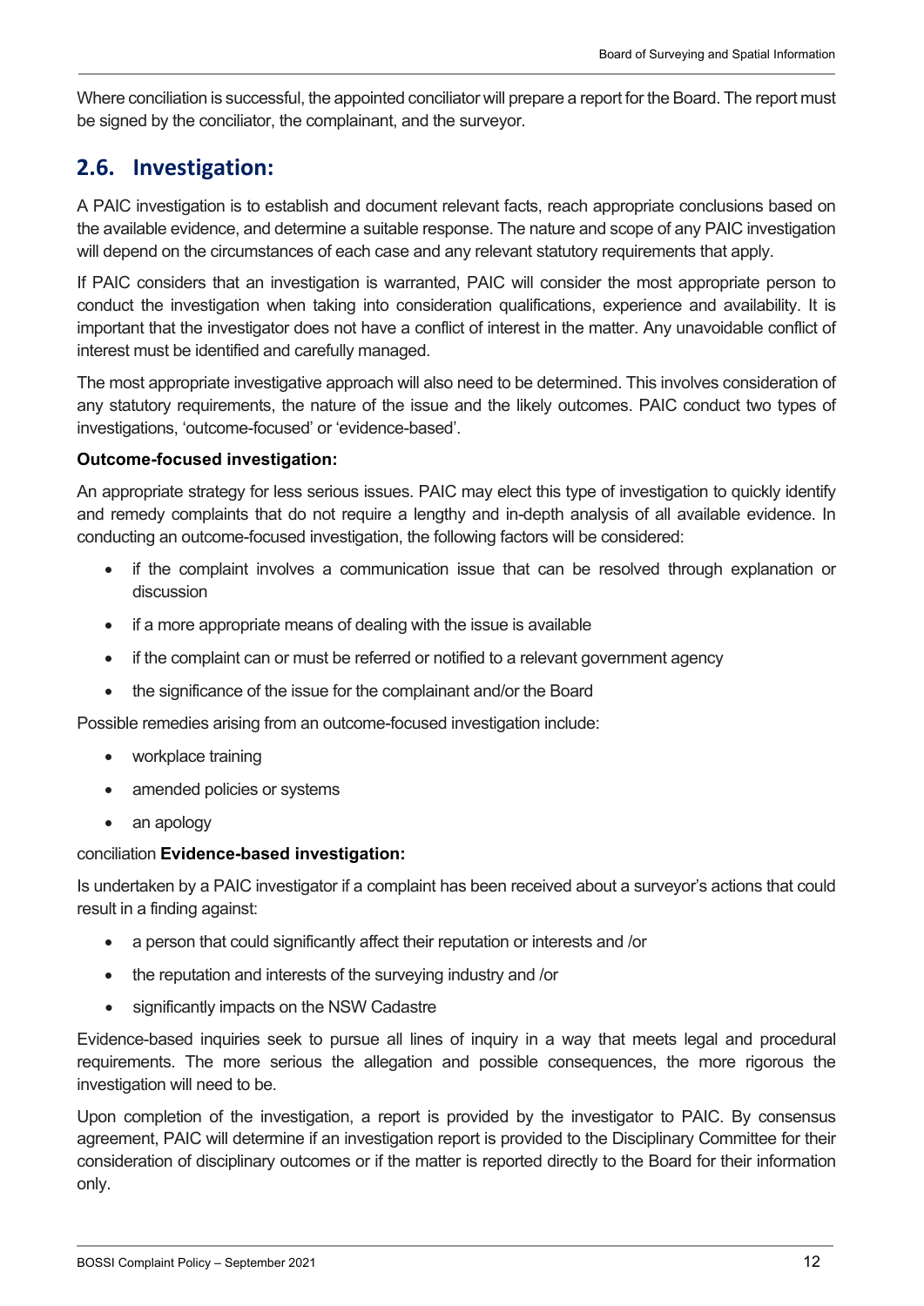Where conciliation is successful, the appointed conciliator will prepare a report for the Board. The report must be signed by the conciliator, the complainant, and the surveyor.

## 2.6. Investigation:

A PAIC investigation is to establish and document relevant facts, reach appropriate conclusions based on the available evidence, and determine a suitable response. The nature and scope of any PAIC investigation will depend on the circumstances of each case and any relevant statutory requirements that apply.

If PAIC considers that an investigation is warranted, PAIC will consider the most appropriate person to conduct the investigation when taking into consideration qualifications, experience and availability. It is important that the investigator does not have a conflict of interest in the matter. Any unavoidable conflict of interest must be identified and carefully managed.

The most appropriate investigative approach will also need to be determined. This involves consideration of any statutory requirements, the nature of the issue and the likely outcomes. PAIC conduct two types of investigations, 'outcome-focused' or 'evidence-based'.

**Outcome-focused investigation:**

An appropriate strategy for less serious issues. PAIC may elect this type of investigation to quickly identify and remedy complaints that do not require a lengthy and in-depth analysis of all available evidence. In conducting an outcome-focused investigation, the following factors will be considered:

- if the complaint involves a communication issue that can be resolved through explanation or discussion
- if a more appropriate means of dealing with the issue is available
- if the complaint can or must be referred or notified to a relevant government agency
- the significance of the issue for the complainant and/or the Board

Possible remedies arising from an outcome-focused investigation include:

- workplace training
- amended policies or systems
- an apology

conciliation **Evidence-based investigation:**

Is undertaken by a PAIC investigator if a complaint has been received about a surveyor's actions that could result in a finding against:

- a person that could significantly affect their reputation or interests and /or
- the reputation and interests of the surveying industry and /or
- significantly impacts on the NSW Cadastre

Evidence-based inquiries seek to pursue all lines of inquiry in a way that meets legal and procedural requirements. The more serious the allegation and possible consequences, the more rigorous the investigation will need to be.

Upon completion of the investigation, a report is provided by the investigator to PAIC. By consensus agreement, PAIC will determine if an investigation report is provided to the Disciplinary Committee for their consideration of disciplinary outcomes or if the matter is reported directly to the Board for their information only.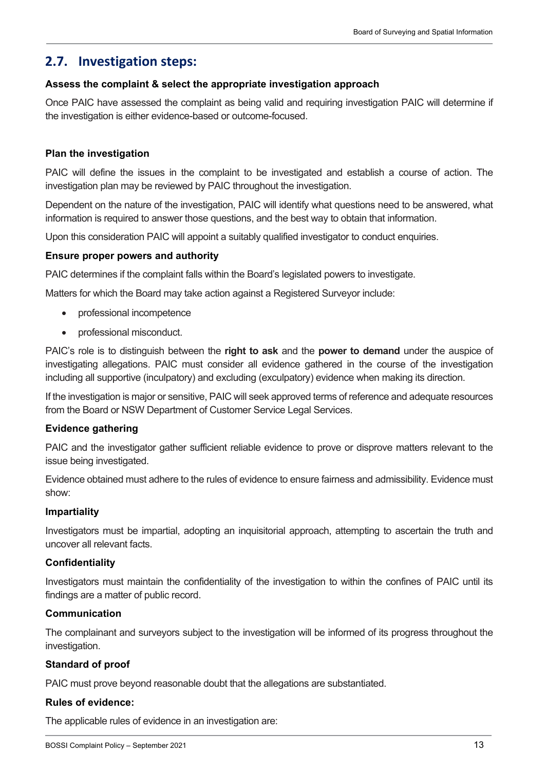## 2.7. Investigation steps:

**Assess the complaint & select the appropriate investigation approach**

Once PAIC have assessed the complaint as being valid and requiring investigation PAIC will determine if the investigation is either evidence-based or outcome-focused.

**Plan the investigation**

PAIC will define the issues in the complaint to be investigated and establish a course of action. The investigation plan may be reviewed by PAIC throughout the investigation.

Dependent on the nature of the investigation, PAIC will identify what questions need to be answered, what information is required to answer those questions, and the best way to obtain that information.

Upon this consideration PAIC will appoint a suitably qualified investigator to conduct enquiries.

**Ensure proper powers and authority**

PAIC determines if the complaint falls within the Board's legislated powers to investigate.

Matters for which the Board may take action against a Registered Surveyor include:

- professional incompetence
- professional misconduct.

PAIC's role is to distinguish between the **right to ask** and the **power to demand** under the auspice of investigating allegations. PAIC must consider all evidence gathered in the course of the investigation including all supportive (inculpatory) and excluding (exculpatory) evidence when making its direction.

If the investigation is major or sensitive, PAIC will seek approved terms of reference and adequate resources from the Board or NSW Department of Customer Service Legal Services.

**Evidence gathering**

PAIC and the investigator gather sufficient reliable evidence to prove or disprove matters relevant to the issue being investigated.

Evidence obtained must adhere to the rules of evidence to ensure fairness and admissibility. Evidence must show:

**Impartiality**

Investigators must be impartial, adopting an inquisitorial approach, attempting to ascertain the truth and uncover all relevant facts.

**Confidentiality**

Investigators must maintain the confidentiality of the investigation to within the confines of PAIC until its findings are a matter of public record.

**Communication**

The complainant and surveyors subject to the investigation will be informed of its progress throughout the investigation.

**Standard of proof**

PAIC must prove beyond reasonable doubt that the allegations are substantiated.

**Rules of evidence:**

The applicable rules of evidence in an investigation are: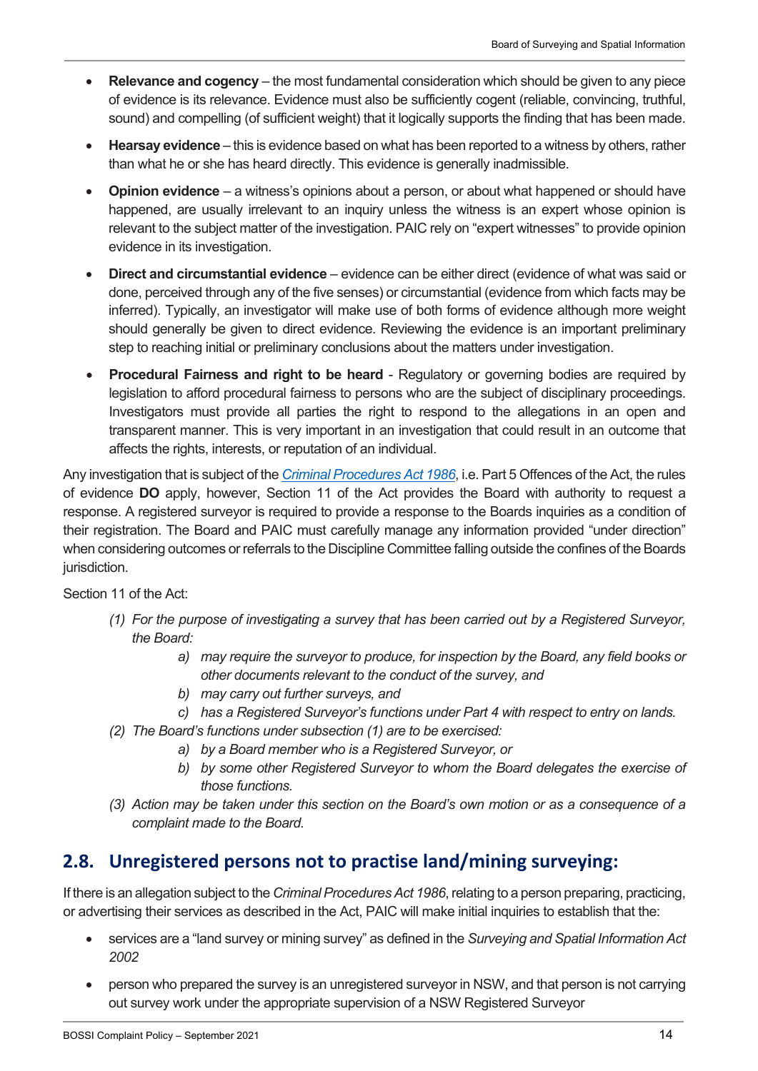- **Relevance and cogency** – the most fundamental consideration which should be given to any piece of evidence is its relevance. Evidence must also be sufficiently cogent (reliable, convincing, truthful, sound) and compelling (of sufficient weight) that it logically supports the finding that has been made.
- **Hearsay evidence** – this is evidence based on what has been reported to a witness by others, rather than what he or she has heard directly. This evidence is generally inadmissible.
- **Opinion evidence** – a witness's opinions about a person, or about what happened or should have happened, are usually irrelevant to an inquiry unless the witness is an expert whose opinion is relevant to the subject matter of the investigation. PAIC rely on "expert witnesses" to provide opinion evidence in its investigation.
- **Direct and circumstantial evidence** – evidence can be either direct (evidence of what was said or done, perceived through any of the five senses) or circumstantial (evidence from which facts may be inferred). Typically, an investigator will make use of both forms of evidence although more weight should generally be given to direct evidence. Reviewing the evidence is an important preliminary step to reaching initial or preliminary conclusions about the matters under investigation.
- **Procedural Fairness and right to be heard** - Regulatory or governing bodies are required by legislation to afford procedural fairness to persons who are the subject of disciplinary proceedings. Investigators must provide all parties the right to respond to the allegations in an open and transparent manner. This is very important in an investigation that could result in an outcome that affects the rights, interests, or reputation of an individual.

Any investigation that is subject of the *Criminal Procedures Act 1986*, i.e. Part 5 Offences of the Act, the rules of evidence **DO** apply, however, Section 11 of the Act provides the Board with authority to request a response. A registered surveyor is required to provide a response to the Boards inquiries as a condition of their registration. The Board and PAIC must carefully manage any information provided "under direction" when considering outcomes or referrals to the Discipline Committee falling outside the confines of the Boards jurisdiction.

Section 11 of the Act:

*(1) For the purpose of investigating a survey that has been carried out by a Registered Surveyor, the Board:*

*a) may require the surveyor to produce, for inspection by the Board, any field books or other documents relevant to the conduct of the survey, and*

*b) may carry out further surveys, and*

*c) has a Registered Surveyor's functions under Part 4 with respect to entry on lands.*

*(2) The Board's functions under subsection (1) are to be exercised:*

*a) by a Board member who is a Registered Surveyor, or*

*b) by some other Registered Surveyor to whom the Board delegates the exercise of those functions.*

*(3) Action may be taken under this section on the Board's own motion or as a consequence of a complaint made to the Board.*

## 2.8. Unregistered persons not to practise land/mining surveying:

If there is an allegation subject to the *Criminal Procedures Act 1986*, relating to a person preparing, practicing, or advertising their services as described in the Act, PAIC will make initial inquiries to establish that the:

- services are a "land survey or mining survey" as defined in the *Surveying and Spatial Information Act 2002*
- person who prepared the survey is an unregistered surveyor in NSW, and that person is not carrying out survey work under the appropriate supervision of a NSW Registered Surveyor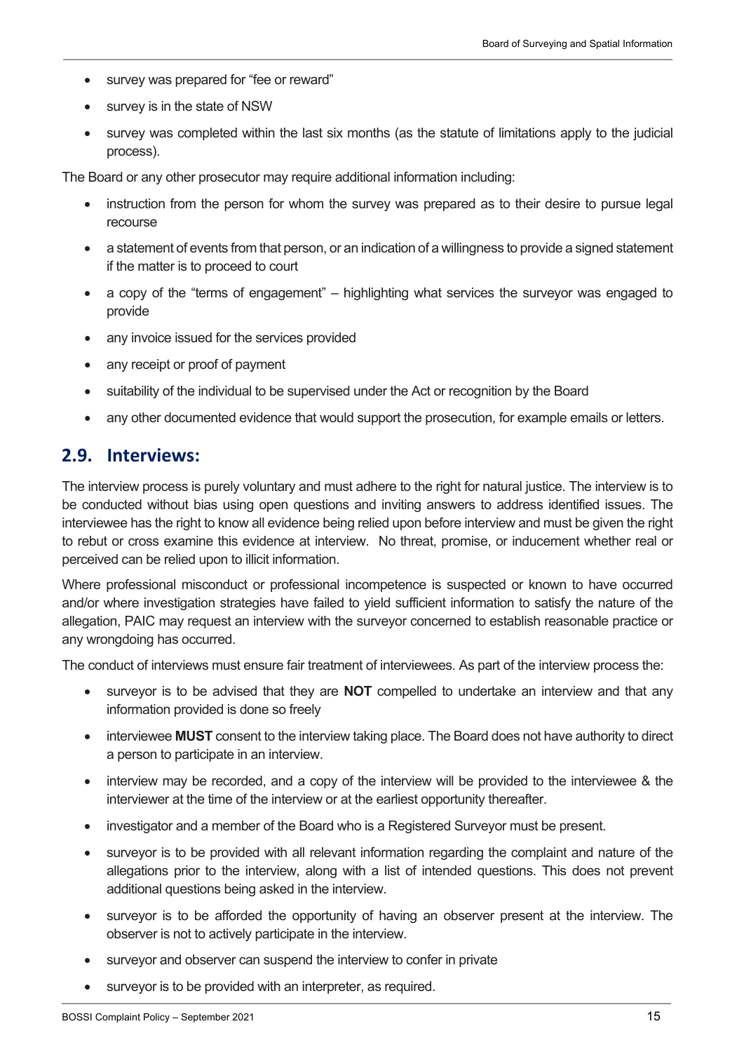- survey was prepared for "fee or reward"
- survey is in the state of NSW
- survey was completed within the last six months (as the statute of limitations apply to the judicial process).

The Board or any other prosecutor may require additional information including:

- instruction from the person for whom the survey was prepared as to their desire to pursue legal recourse
- a statement of events from that person, or an indication of a willingness to provide a signed statement if the matter is to proceed to court
- a copy of the "terms of engagement" – highlighting what services the surveyor was engaged to provide
- any invoice issued for the services provided
- any receipt or proof of payment
- suitability of the individual to be supervised under the Act or recognition by the Board
- any other documented evidence that would support the prosecution, for example emails or letters.

## 2.9. Interviews:

The interview process is purely voluntary and must adhere to the right for natural justice. The interview is to be conducted without bias using open questions and inviting answers to address identified issues. The interviewee has the right to know all evidence being relied upon before interview and must be given the right to rebut or cross examine this evidence at interview. No threat, promise, or inducement whether real or perceived can be relied upon to illicit information.

Where professional misconduct or professional incompetence is suspected or known to have occurred and/or where investigation strategies have failed to yield sufficient information to satisfy the nature of the allegation, PAIC may request an interview with the surveyor concerned to establish reasonable practice or any wrongdoing has occurred.

The conduct of interviews must ensure fair treatment of interviewees. As part of the interview process the:

- surveyor is to be advised that they are **NOT** compelled to undertake an interview and that any information provided is done so freely
- interviewee **MUST** consent to the interview taking place. The Board does not have authority to direct a person to participate in an interview.
- interview may be recorded, and a copy of the interview will be provided to the interviewee & the interviewer at the time of the interview or at the earliest opportunity thereafter.
- investigator and a member of the Board who is a Registered Surveyor must be present.
- surveyor is to be provided with all relevant information regarding the complaint and nature of the allegations prior to the interview, along with a list of intended questions. This does not prevent additional questions being asked in the interview.
- surveyor is to be afforded the opportunity of having an observer present at the interview. The observer is not to actively participate in the interview.
- surveyor and observer can suspend the interview to confer in private
- surveyor is to be provided with an interpreter, as required.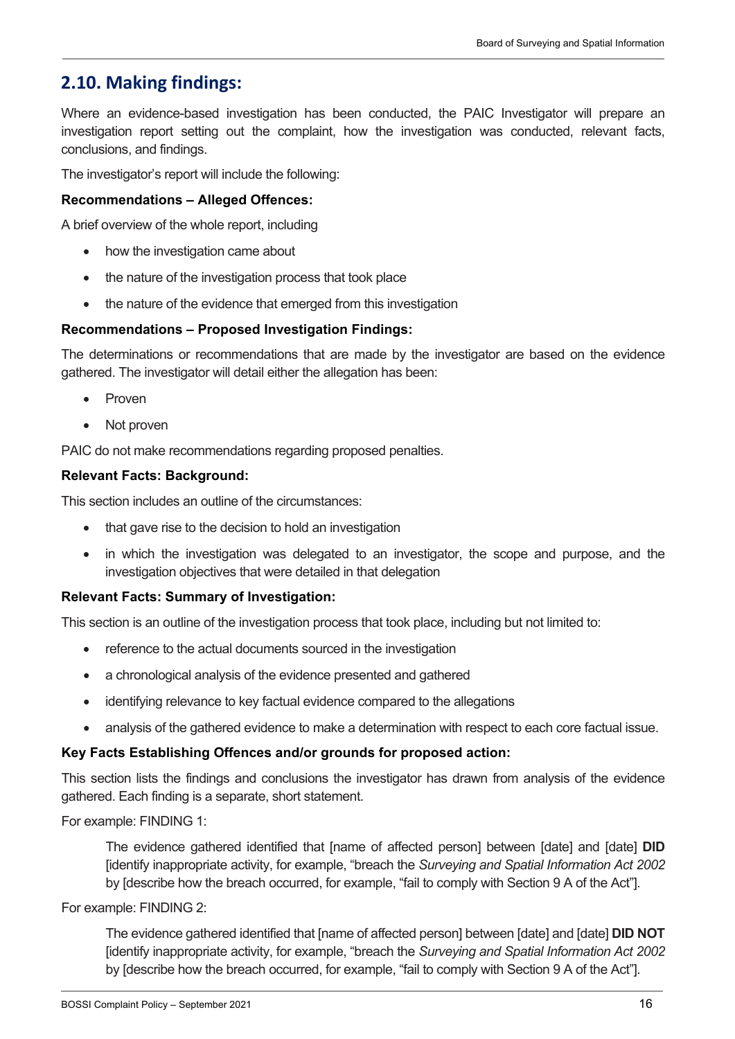## 2.10. Making findings:

Where an evidence-based investigation has been conducted, the PAIC Investigator will prepare an investigation report setting out the complaint, how the investigation was conducted, relevant facts, conclusions, and findings.

The investigator's report will include the following:

**Recommendations – Alleged Offences:**

A brief overview of the whole report, including

- how the investigation came about
- the nature of the investigation process that took place
- the nature of the evidence that emerged from this investigation

**Recommendations – Proposed Investigation Findings:**

The determinations or recommendations that are made by the investigator are based on the evidence gathered. The investigator will detail either the allegation has been:

- Proven
- Not proven

PAIC do not make recommendations regarding proposed penalties.

**Relevant Facts: Background:**

This section includes an outline of the circumstances:

- that gave rise to the decision to hold an investigation
- in which the investigation was delegated to an investigator, the scope and purpose, and the investigation objectives that were detailed in that delegation

**Relevant Facts: Summary of Investigation:**

This section is an outline of the investigation process that took place, including but not limited to:

- reference to the actual documents sourced in the investigation
- a chronological analysis of the evidence presented and gathered
- identifying relevance to key factual evidence compared to the allegations
- analysis of the gathered evidence to make a determination with respect to each core factual issue.

**Key Facts Establishing Offences and/or grounds for proposed action:**

This section lists the findings and conclusions the investigator has drawn from analysis of the evidence gathered. Each finding is a separate, short statement.

For example: FINDING 1:

> The evidence gathered identified that [name of affected person] between [date] and [date] **DID** [identify inappropriate activity, for example, "breach the *Surveying and Spatial Information Act 2002* by [describe how the breach occurred, for example, "fail to comply with Section 9 A of the Act"].

For example: FINDING 2:

> The evidence gathered identified that [name of affected person] between [date] and [date] **DID NOT** [identify inappropriate activity, for example, "breach the *Surveying and Spatial Information Act 2002* by [describe how the breach occurred, for example, "fail to comply with Section 9 A of the Act"].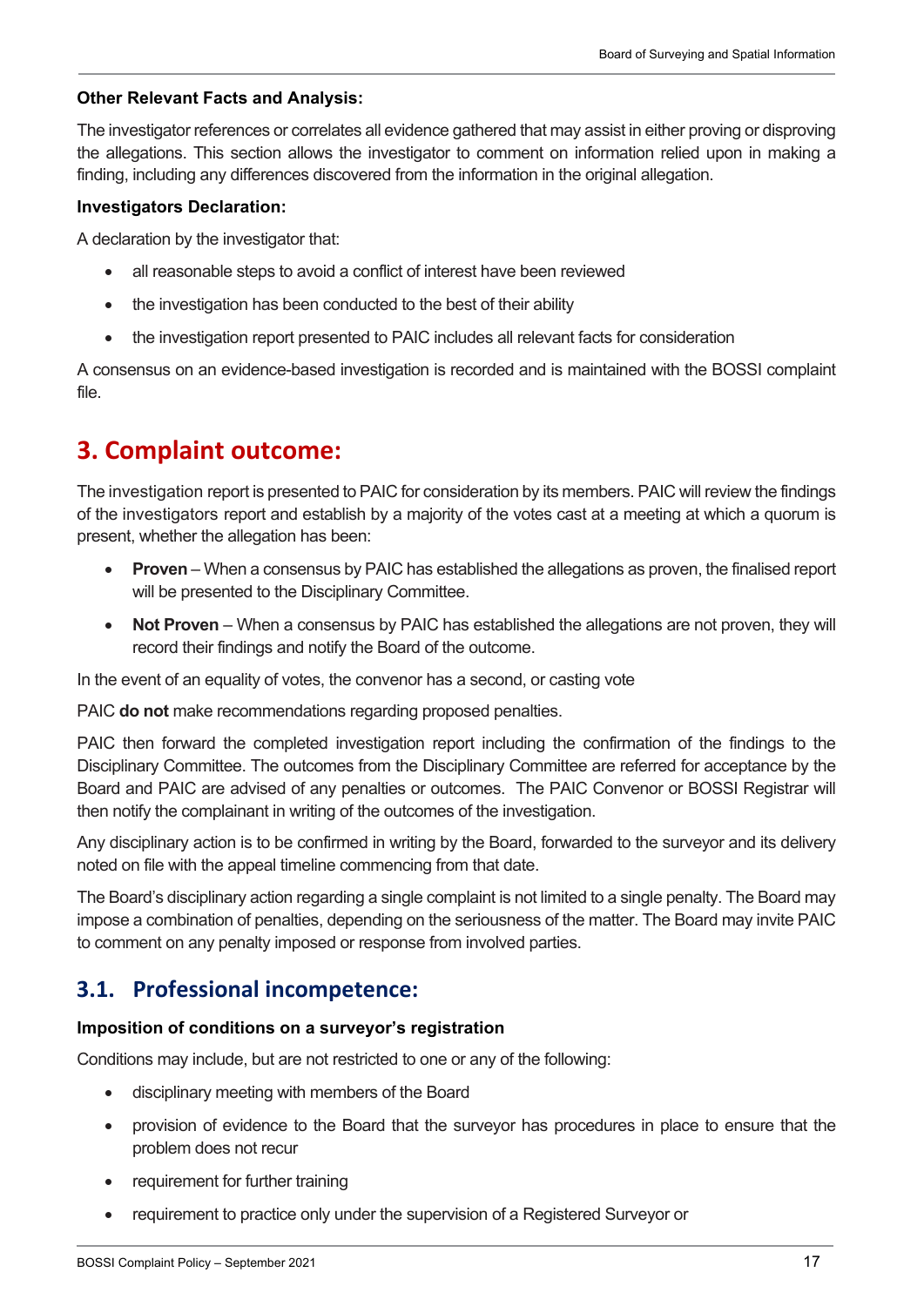**Other Relevant Facts and Analysis:**

The investigator references or correlates all evidence gathered that may assist in either proving or disproving the allegations. This section allows the investigator to comment on information relied upon in making a finding, including any differences discovered from the information in the original allegation.

**Investigators Declaration:**

A declaration by the investigator that:

- all reasonable steps to avoid a conflict of interest have been reviewed
- the investigation has been conducted to the best of their ability
- the investigation report presented to PAIC includes all relevant facts for consideration

A consensus on an evidence-based investigation is recorded and is maintained with the BOSSI complaint file.

# 3. Complaint outcome:

The investigation report is presented to PAIC for consideration by its members. PAIC will review the findings of the investigators report and establish by a majority of the votes cast at a meeting at which a quorum is present, whether the allegation has been:

- **Proven** – When a consensus by PAIC has established the allegations as proven, the finalised report will be presented to the Disciplinary Committee.
- **Not Proven** – When a consensus by PAIC has established the allegations are not proven, they will record their findings and notify the Board of the outcome.

In the event of an equality of votes, the convenor has a second, or casting vote

PAIC **do not** make recommendations regarding proposed penalties.

PAIC then forward the completed investigation report including the confirmation of the findings to the Disciplinary Committee. The outcomes from the Disciplinary Committee are referred for acceptance by the Board and PAIC are advised of any penalties or outcomes. The PAIC Convenor or BOSSI Registrar will then notify the complainant in writing of the outcomes of the investigation.

Any disciplinary action is to be confirmed in writing by the Board, forwarded to the surveyor and its delivery noted on file with the appeal timeline commencing from that date.

The Board's disciplinary action regarding a single complaint is not limited to a single penalty. The Board may impose a combination of penalties, depending on the seriousness of the matter. The Board may invite PAIC to comment on any penalty imposed or response from involved parties.

## 3.1. Professional incompetence:

**Imposition of conditions on a surveyor's registration**

Conditions may include, but are not restricted to one or any of the following:

- disciplinary meeting with members of the Board
- provision of evidence to the Board that the surveyor has procedures in place to ensure that the problem does not recur
- requirement for further training
- requirement to practice only under the supervision of a Registered Surveyor or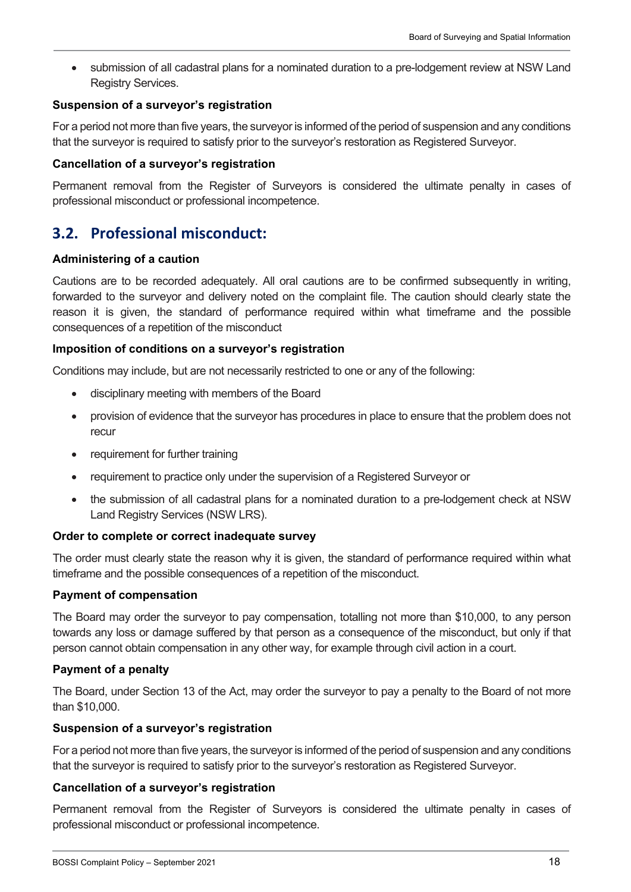- submission of all cadastral plans for a nominated duration to a pre-lodgement review at NSW Land Registry Services.

**Suspension of a surveyor's registration**

For a period not more than five years, the surveyor is informed of the period of suspension and any conditions that the surveyor is required to satisfy prior to the surveyor's restoration as Registered Surveyor.

**Cancellation of a surveyor's registration**

Permanent removal from the Register of Surveyors is considered the ultimate penalty in cases of professional misconduct or professional incompetence.

## 3.2. Professional misconduct:

**Administering of a caution**

Cautions are to be recorded adequately. All oral cautions are to be confirmed subsequently in writing, forwarded to the surveyor and delivery noted on the complaint file. The caution should clearly state the reason it is given, the standard of performance required within what timeframe and the possible consequences of a repetition of the misconduct

**Imposition of conditions on a surveyor's registration**

Conditions may include, but are not necessarily restricted to one or any of the following:

- disciplinary meeting with members of the Board
- provision of evidence that the surveyor has procedures in place to ensure that the problem does not recur
- requirement for further training
- requirement to practice only under the supervision of a Registered Surveyor or
- the submission of all cadastral plans for a nominated duration to a pre-lodgement check at NSW Land Registry Services (NSW LRS).

**Order to complete or correct inadequate survey**

The order must clearly state the reason why it is given, the standard of performance required within what timeframe and the possible consequences of a repetition of the misconduct.

**Payment of compensation**

The Board may order the surveyor to pay compensation, totalling not more than $10,000, to any person towards any loss or damage suffered by that person as a consequence of the misconduct, but only if that person cannot obtain compensation in any other way, for example through civil action in a court.

**Payment of a penalty**

The Board, under Section 13 of the Act, may order the surveyor to pay a penalty to the Board of not more than $10,000.

**Suspension of a surveyor's registration**

For a period not more than five years, the surveyor is informed of the period of suspension and any conditions that the surveyor is required to satisfy prior to the surveyor's restoration as Registered Surveyor.

**Cancellation of a surveyor's registration**

Permanent removal from the Register of Surveyors is considered the ultimate penalty in cases of professional misconduct or professional incompetence.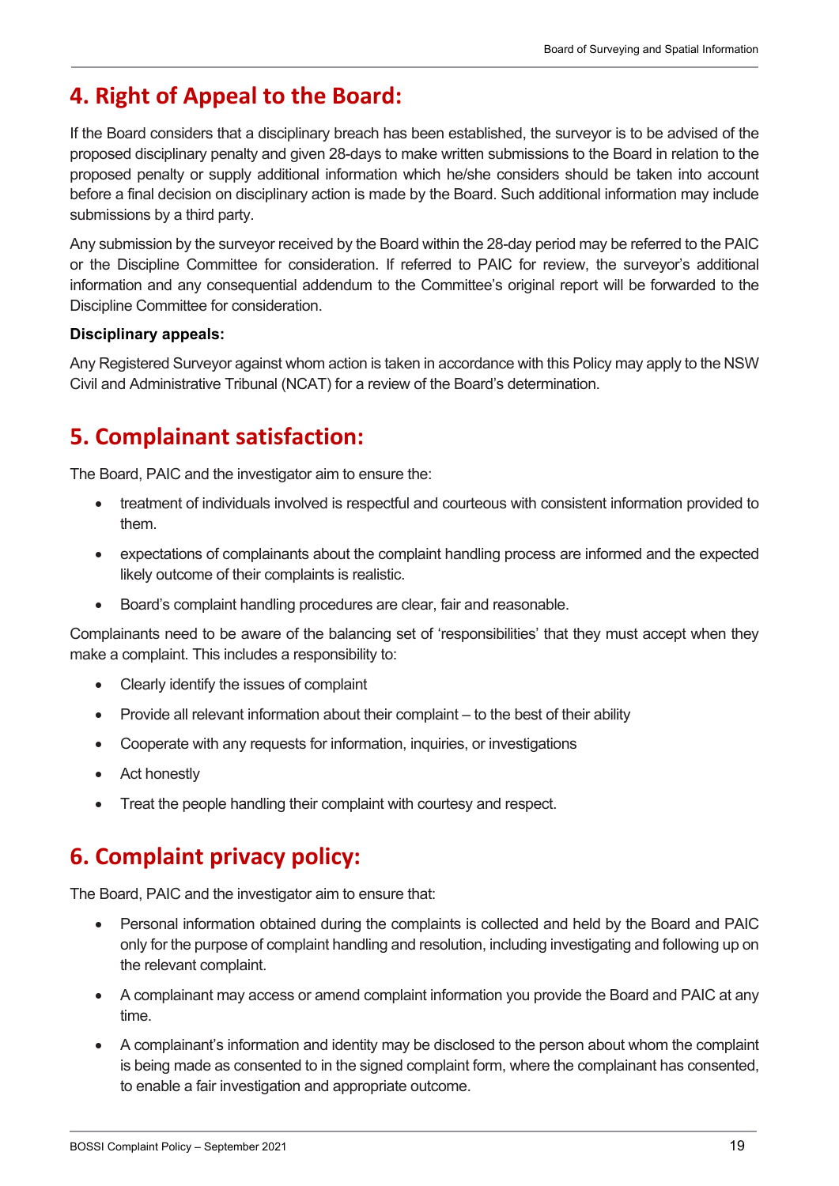## 4. Right of Appeal to the Board:

If the Board considers that a disciplinary breach has been established, the surveyor is to be advised of the proposed disciplinary penalty and given 28-days to make written submissions to the Board in relation to the proposed penalty or supply additional information which he/she considers should be taken into account before a final decision on disciplinary action is made by the Board. Such additional information may include submissions by a third party.

Any submission by the surveyor received by the Board within the 28-day period may be referred to the PAIC or the Discipline Committee for consideration. If referred to PAIC for review, the surveyor's additional information and any consequential addendum to the Committee's original report will be forwarded to the Discipline Committee for consideration.

**Disciplinary appeals:**

Any Registered Surveyor against whom action is taken in accordance with this Policy may apply to the NSW Civil and Administrative Tribunal (NCAT) for a review of the Board's determination.

## 5. Complainant satisfaction:

The Board, PAIC and the investigator aim to ensure the:

- treatment of individuals involved is respectful and courteous with consistent information provided to them.
- expectations of complainants about the complaint handling process are informed and the expected likely outcome of their complaints is realistic.
- Board's complaint handling procedures are clear, fair and reasonable.

Complainants need to be aware of the balancing set of 'responsibilities' that they must accept when they make a complaint. This includes a responsibility to:

- Clearly identify the issues of complaint
- Provide all relevant information about their complaint – to the best of their ability
- Cooperate with any requests for information, inquiries, or investigations
- Act honestly
- Treat the people handling their complaint with courtesy and respect.

## 6. Complaint privacy policy:

The Board, PAIC and the investigator aim to ensure that:

- Personal information obtained during the complaints is collected and held by the Board and PAIC only for the purpose of complaint handling and resolution, including investigating and following up on the relevant complaint.
- A complainant may access or amend complaint information you provide the Board and PAIC at any time.
- A complainant's information and identity may be disclosed to the person about whom the complaint is being made as consented to in the signed complaint form, where the complainant has consented, to enable a fair investigation and appropriate outcome.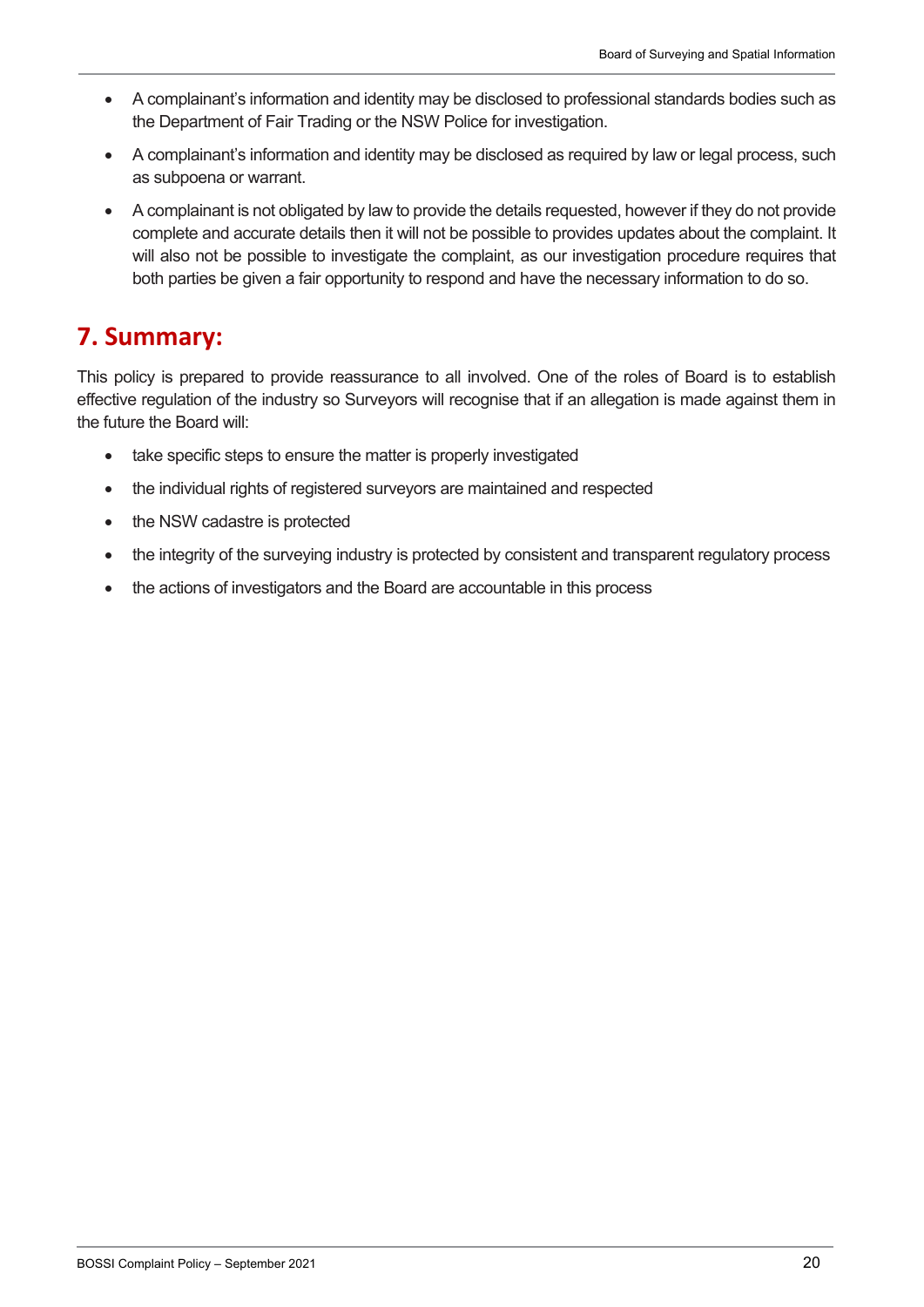- A complainant's information and identity may be disclosed to professional standards bodies such as the Department of Fair Trading or the NSW Police for investigation.
- A complainant's information and identity may be disclosed as required by law or legal process, such as subpoena or warrant.
- A complainant is not obligated by law to provide the details requested, however if they do not provide complete and accurate details then it will not be possible to provides updates about the complaint. It will also not be possible to investigate the complaint, as our investigation procedure requires that both parties be given a fair opportunity to respond and have the necessary information to do so.

## 7. Summary:

This policy is prepared to provide reassurance to all involved. One of the roles of Board is to establish effective regulation of the industry so Surveyors will recognise that if an allegation is made against them in the future the Board will:

- take specific steps to ensure the matter is properly investigated
- the individual rights of registered surveyors are maintained and respected
- the NSW cadastre is protected
- the integrity of the surveying industry is protected by consistent and transparent regulatory process
- the actions of investigators and the Board are accountable in this process